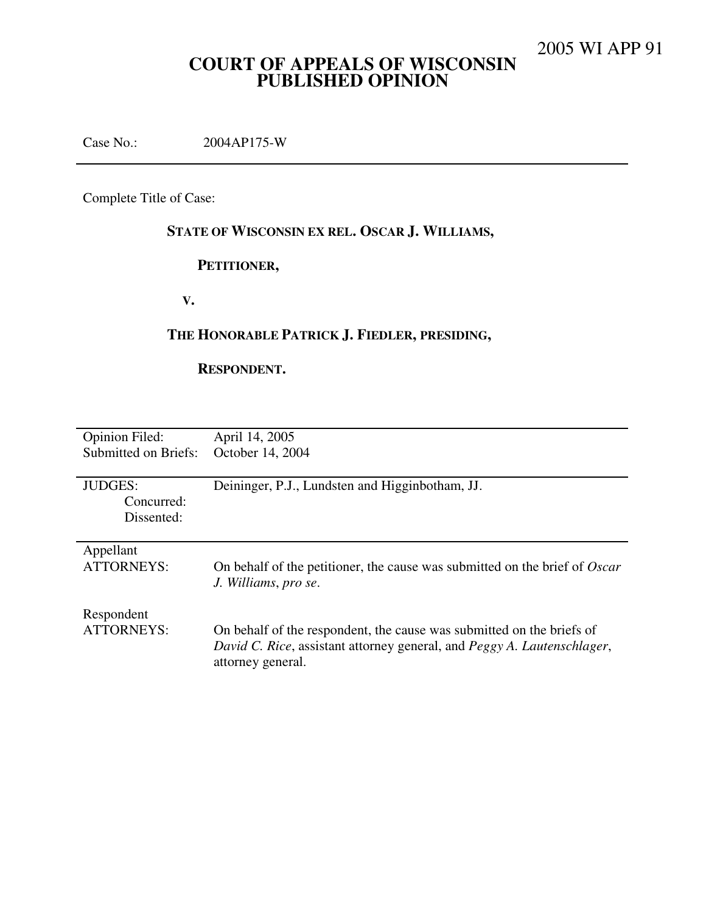2005 WI APP 91

# COURT OF APPEALS OF WISCONSIN
# PUBLISHED OPINION

Case No.: 2004AP175-W

---

Complete Title of Case:

**STATE OF WISCONSIN EX REL. OSCAR J. WILLIAMS,**

**PETITIONER,**

**V.**

**THE HONORABLE PATRICK J. FIEDLER, PRESIDING,**

**RESPONDENT.**

---

| | |
|---|---|
| Opinion Filed: | April 14, 2005 |
| Submitted on Briefs: | October 14, 2004 |

---

| | |
|---|---|
| JUDGES: | Deininger, P.J., Lundsten and Higginbotham, JJ. |
| Concurred: | |
| Dissented: | |

---

| | |
|---|---|
| Appellant ATTORNEYS: | On behalf of the petitioner, the cause was submitted on the brief of *Oscar J. Williams*, *pro se*. |
| Respondent ATTORNEYS: | On behalf of the respondent, the cause was submitted on the briefs of *David C. Rice*, assistant attorney general, and *Peggy A. Lautenschlager*, attorney general. |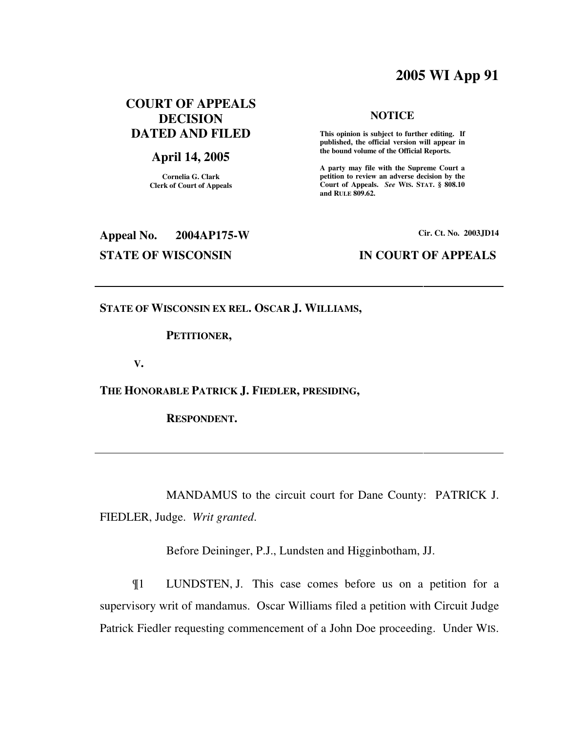# 2005 WI App 91

**COURT OF APPEALS DECISION DATED AND FILED**

**April 14, 2005**

**Cornelia G. Clark**
**Clerk of Court of Appeals**

**NOTICE**

**This opinion is subject to further editing. If published, the official version will appear in the bound volume of the Official Reports.**

**A party may file with the Supreme Court a petition to review an adverse decision by the Court of Appeals.** ***See*** **WIS. STAT. § 808.10 and RULE 809.62.**

**Appeal No. 2004AP175-W**

**Cir. Ct. No. 2003JD14**

**STATE OF WISCONSIN**

**IN COURT OF APPEALS**

---

**STATE OF WISCONSIN EX REL. OSCAR J. WILLIAMS,**

**PETITIONER,**

**V.**

**THE HONORABLE PATRICK J. FIEDLER, PRESIDING,**

**RESPONDENT.**

---

MANDAMUS to the circuit court for Dane County: PATRICK J. FIEDLER, Judge. *Writ granted*.

Before Deininger, P.J., Lundsten and Higginbotham, JJ.

¶1 LUNDSTEN, J. This case comes before us on a petition for a supervisory writ of mandamus. Oscar Williams filed a petition with Circuit Judge Patrick Fiedler requesting commencement of a John Doe proceeding. Under WIS.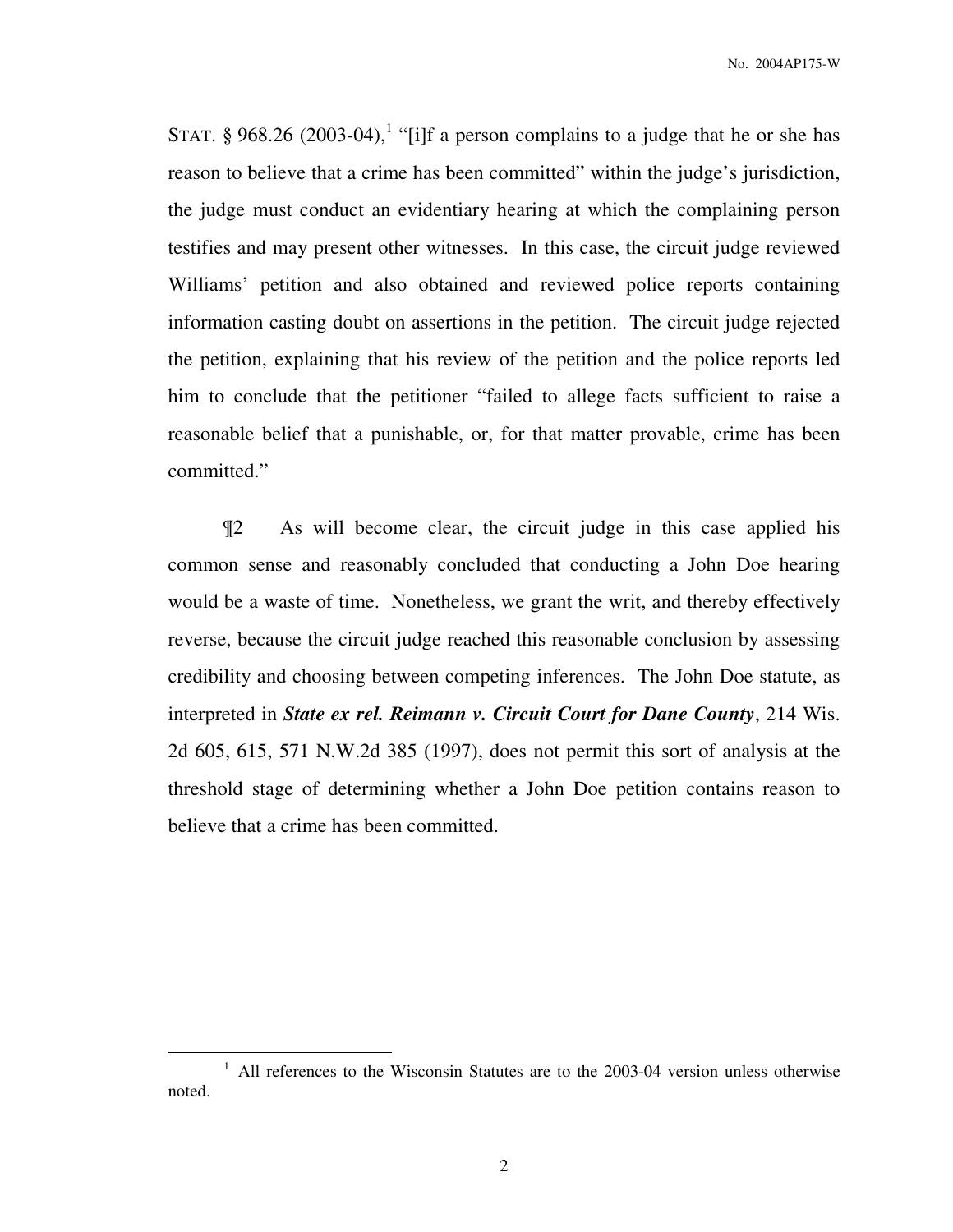STAT. § 968.26 (2003-04),[1] "[i]f a person complains to a judge that he or she has reason to believe that a crime has been committed" within the judge's jurisdiction, the judge must conduct an evidentiary hearing at which the complaining person testifies and may present other witnesses. In this case, the circuit judge reviewed Williams' petition and also obtained and reviewed police reports containing information casting doubt on assertions in the petition. The circuit judge rejected the petition, explaining that his review of the petition and the police reports led him to conclude that the petitioner "failed to allege facts sufficient to raise a reasonable belief that a punishable, or, for that matter provable, crime has been committed."

¶2 As will become clear, the circuit judge in this case applied his common sense and reasonably concluded that conducting a John Doe hearing would be a waste of time. Nonetheless, we grant the writ, and thereby effectively reverse, because the circuit judge reached this reasonable conclusion by assessing credibility and choosing between competing inferences. The John Doe statute, as interpreted in ***State ex rel. Reimann v. Circuit Court for Dane County***, 214 Wis. 2d 605, 615, 571 N.W.2d 385 (1997), does not permit this sort of analysis at the threshold stage of determining whether a John Doe petition contains reason to believe that a crime has been committed.

---

[1] All references to the Wisconsin Statutes are to the 2003-04 version unless otherwise noted.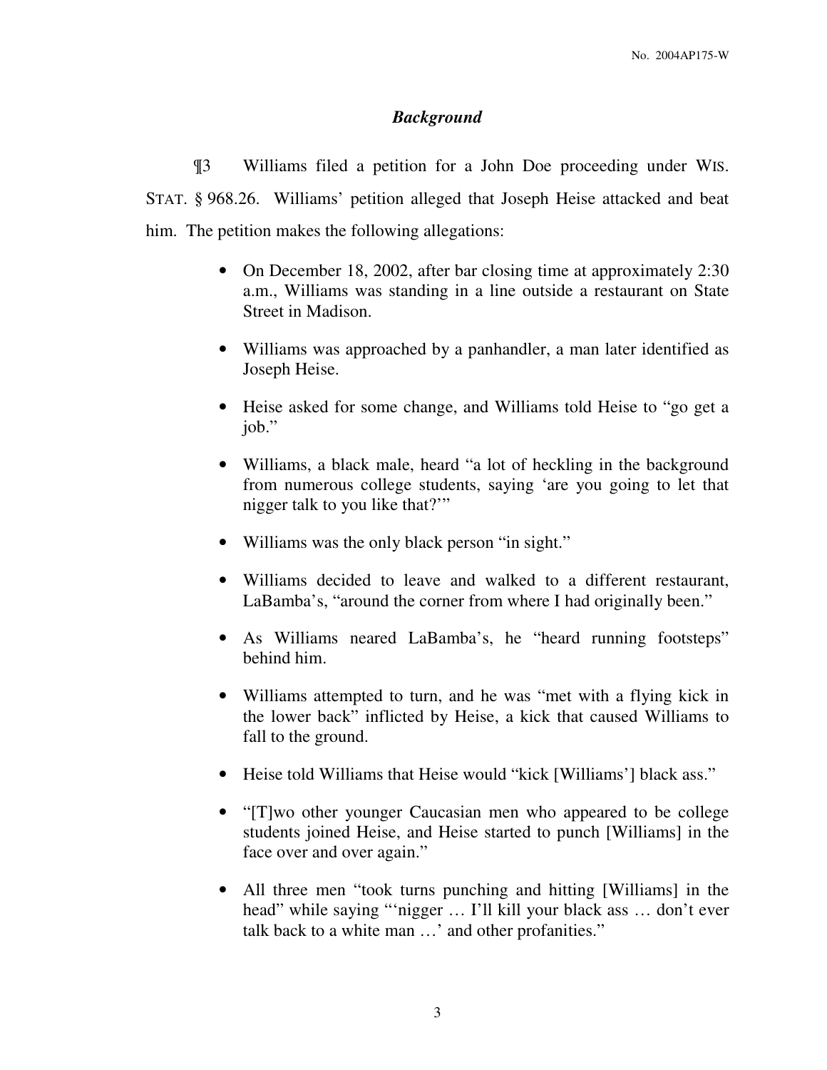### *Background*

¶3 Williams filed a petition for a John Doe proceeding under WIS. STAT. § 968.26. Williams' petition alleged that Joseph Heise attacked and beat him. The petition makes the following allegations:

- On December 18, 2002, after bar closing time at approximately 2:30 a.m., Williams was standing in a line outside a restaurant on State Street in Madison.
- Williams was approached by a panhandler, a man later identified as Joseph Heise.
- Heise asked for some change, and Williams told Heise to "go get a job."
- Williams, a black male, heard "a lot of heckling in the background from numerous college students, saying 'are you going to let that nigger talk to you like that?'"
- Williams was the only black person "in sight."
- Williams decided to leave and walked to a different restaurant, LaBamba's, "around the corner from where I had originally been."
- As Williams neared LaBamba's, he "heard running footsteps" behind him.
- Williams attempted to turn, and he was "met with a flying kick in the lower back" inflicted by Heise, a kick that caused Williams to fall to the ground.
- Heise told Williams that Heise would "kick [Williams'] black ass."
- "[T]wo other younger Caucasian men who appeared to be college students joined Heise, and Heise started to punch [Williams] in the face over and over again."
- All three men "took turns punching and hitting [Williams] in the head" while saying "'nigger … I'll kill your black ass … don't ever talk back to a white man …' and other profanities."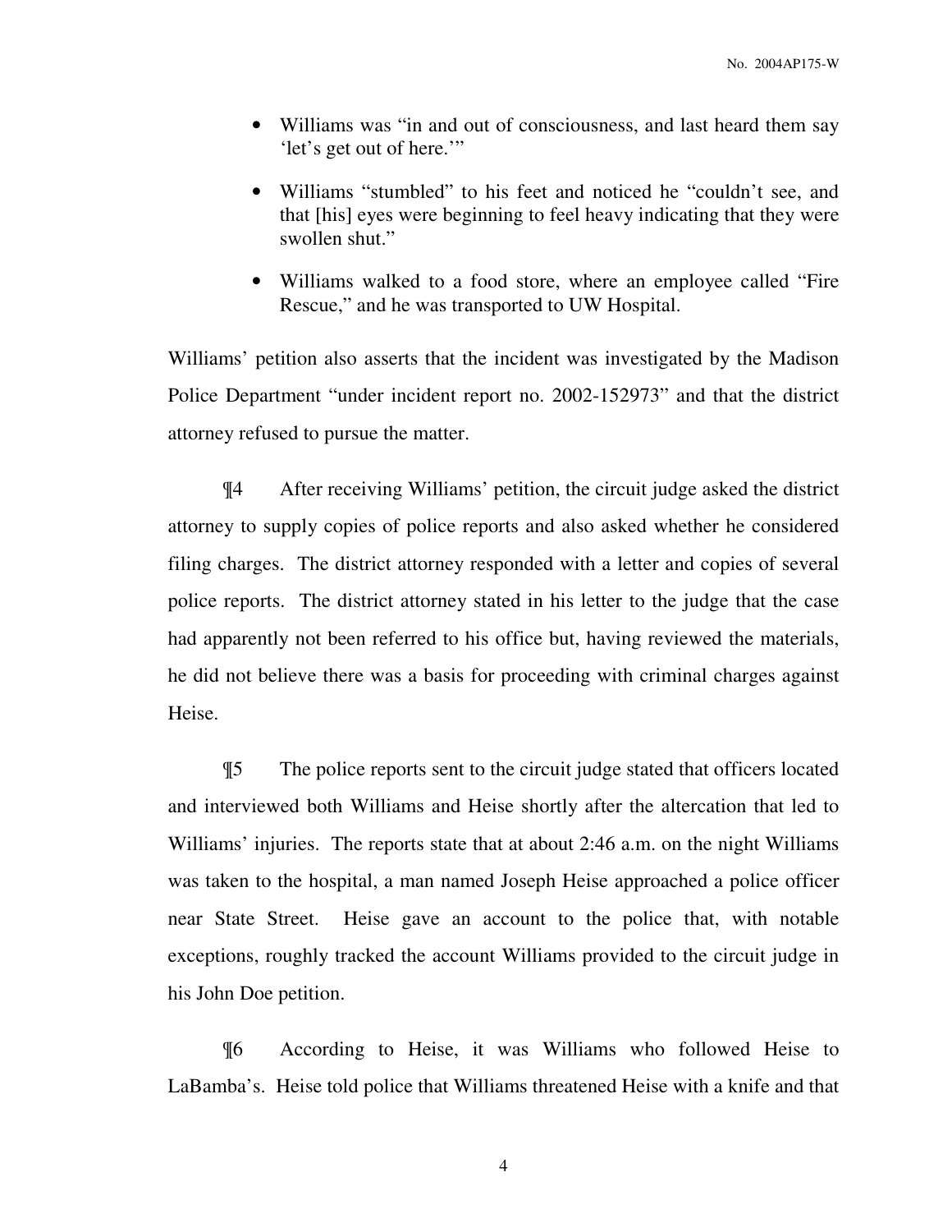- Williams was "in and out of consciousness, and last heard them say 'let's get out of here.'"
- Williams "stumbled" to his feet and noticed he "couldn't see, and that [his] eyes were beginning to feel heavy indicating that they were swollen shut."
- Williams walked to a food store, where an employee called "Fire Rescue," and he was transported to UW Hospital.

Williams' petition also asserts that the incident was investigated by the Madison Police Department "under incident report no. 2002-152973" and that the district attorney refused to pursue the matter.

¶4 After receiving Williams' petition, the circuit judge asked the district attorney to supply copies of police reports and also asked whether he considered filing charges. The district attorney responded with a letter and copies of several police reports. The district attorney stated in his letter to the judge that the case had apparently not been referred to his office but, having reviewed the materials, he did not believe there was a basis for proceeding with criminal charges against Heise.

¶5 The police reports sent to the circuit judge stated that officers located and interviewed both Williams and Heise shortly after the altercation that led to Williams' injuries. The reports state that at about 2:46 a.m. on the night Williams was taken to the hospital, a man named Joseph Heise approached a police officer near State Street. Heise gave an account to the police that, with notable exceptions, roughly tracked the account Williams provided to the circuit judge in his John Doe petition.

¶6 According to Heise, it was Williams who followed Heise to LaBamba's. Heise told police that Williams threatened Heise with a knife and that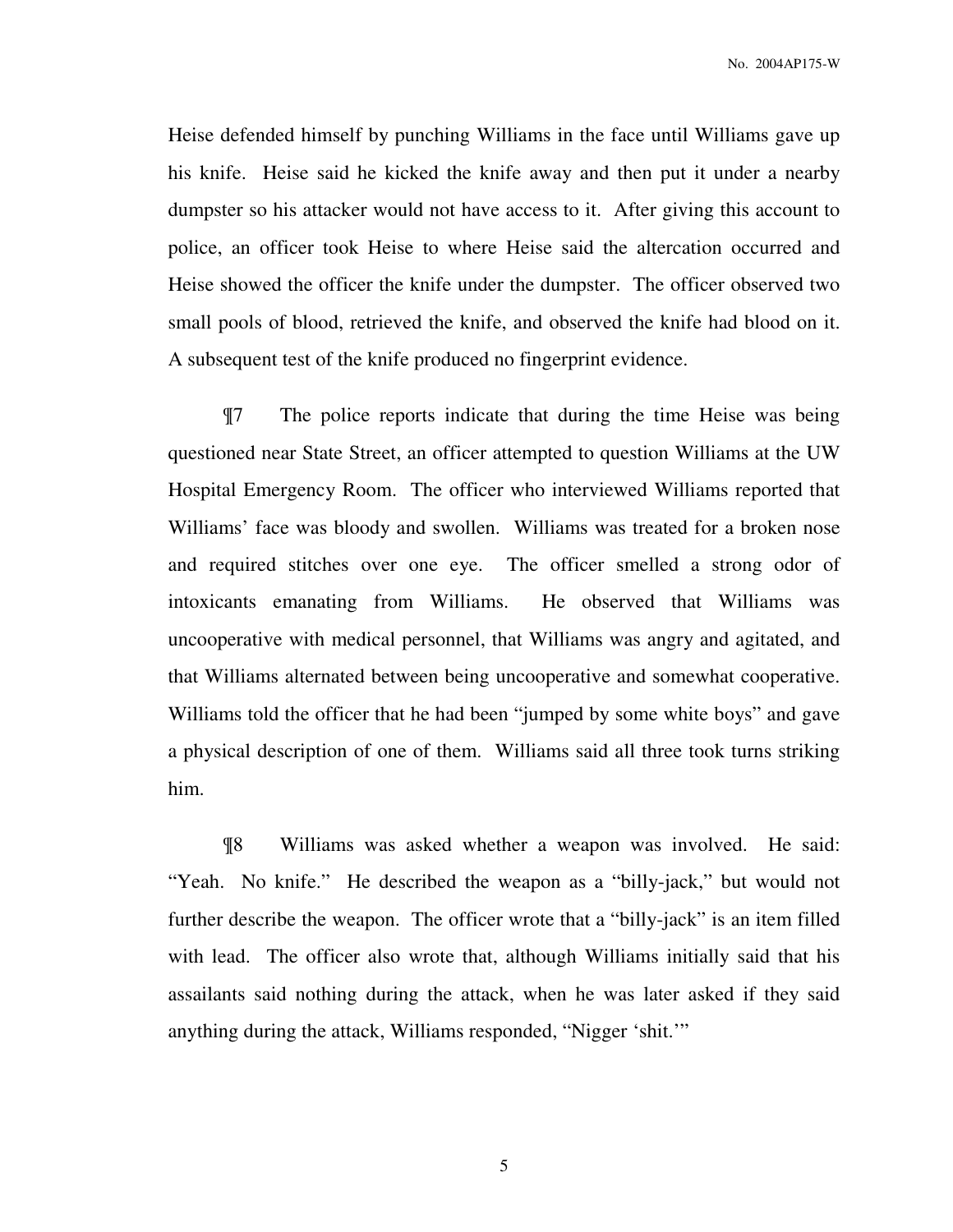Heise defended himself by punching Williams in the face until Williams gave up his knife. Heise said he kicked the knife away and then put it under a nearby dumpster so his attacker would not have access to it. After giving this account to police, an officer took Heise to where Heise said the altercation occurred and Heise showed the officer the knife under the dumpster. The officer observed two small pools of blood, retrieved the knife, and observed the knife had blood on it. A subsequent test of the knife produced no fingerprint evidence.

¶7 The police reports indicate that during the time Heise was being questioned near State Street, an officer attempted to question Williams at the UW Hospital Emergency Room. The officer who interviewed Williams reported that Williams' face was bloody and swollen. Williams was treated for a broken nose and required stitches over one eye. The officer smelled a strong odor of intoxicants emanating from Williams. He observed that Williams was uncooperative with medical personnel, that Williams was angry and agitated, and that Williams alternated between being uncooperative and somewhat cooperative. Williams told the officer that he had been "jumped by some white boys" and gave a physical description of one of them. Williams said all three took turns striking him.

¶8 Williams was asked whether a weapon was involved. He said: "Yeah. No knife." He described the weapon as a "billy-jack," but would not further describe the weapon. The officer wrote that a "billy-jack" is an item filled with lead. The officer also wrote that, although Williams initially said that his assailants said nothing during the attack, when he was later asked if they said anything during the attack, Williams responded, "Nigger 'shit.'"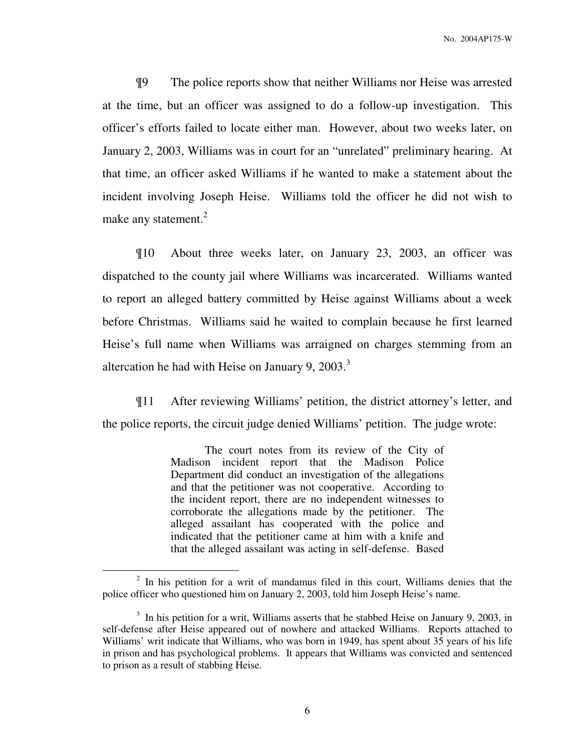¶9 The police reports show that neither Williams nor Heise was arrested at the time, but an officer was assigned to do a follow-up investigation. This officer's efforts failed to locate either man. However, about two weeks later, on January 2, 2003, Williams was in court for an "unrelated" preliminary hearing. At that time, an officer asked Williams if he wanted to make a statement about the incident involving Joseph Heise. Williams told the officer he did not wish to make any statement.[2]

¶10 About three weeks later, on January 23, 2003, an officer was dispatched to the county jail where Williams was incarcerated. Williams wanted to report an alleged battery committed by Heise against Williams about a week before Christmas. Williams said he waited to complain because he first learned Heise's full name when Williams was arraigned on charges stemming from an altercation he had with Heise on January 9, 2003.[3]

¶11 After reviewing Williams' petition, the district attorney's letter, and the police reports, the circuit judge denied Williams' petition. The judge wrote:

> The court notes from its review of the City of Madison incident report that the Madison Police Department did conduct an investigation of the allegations and that the petitioner was not cooperative. According to the incident report, there are no independent witnesses to corroborate the allegations made by the petitioner. The alleged assailant has cooperated with the police and indicated that the petitioner came at him with a knife and that the alleged assailant was acting in self-defense. Based

---

[2] In his petition for a writ of mandamus filed in this court, Williams denies that the police officer who questioned him on January 2, 2003, told him Joseph Heise's name.

[3] In his petition for a writ, Williams asserts that he stabbed Heise on January 9, 2003, in self-defense after Heise appeared out of nowhere and attacked Williams. Reports attached to Williams' writ indicate that Williams, who was born in 1949, has spent about 35 years of his life in prison and has psychological problems. It appears that Williams was convicted and sentenced to prison as a result of stabbing Heise.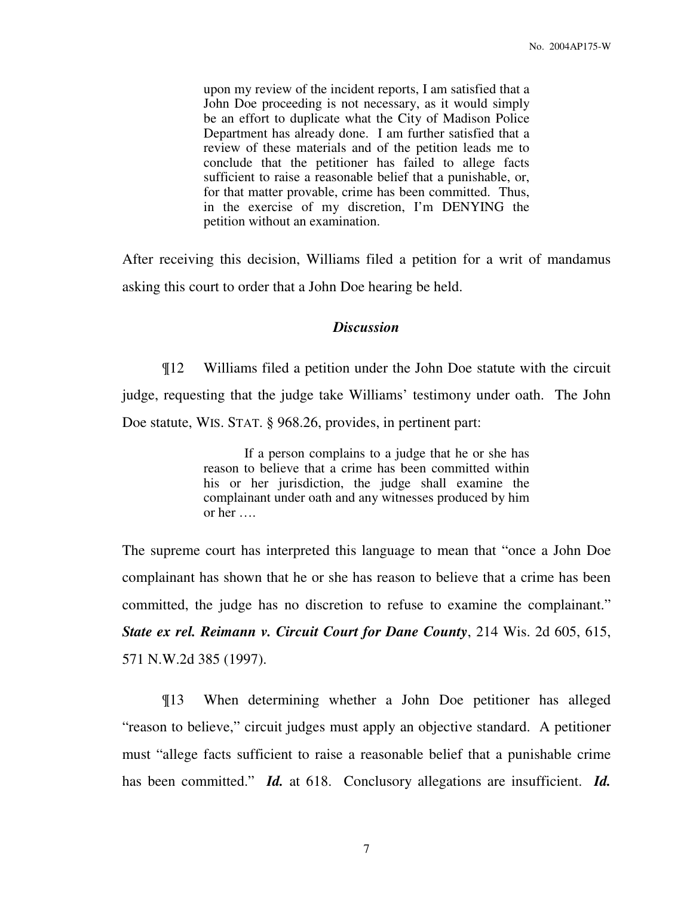> upon my review of the incident reports, I am satisfied that a John Doe proceeding is not necessary, as it would simply be an effort to duplicate what the City of Madison Police Department has already done. I am further satisfied that a review of these materials and of the petition leads me to conclude that the petitioner has failed to allege facts sufficient to raise a reasonable belief that a punishable, or, for that matter provable, crime has been committed. Thus, in the exercise of my discretion, I'm DENYING the petition without an examination.

After receiving this decision, Williams filed a petition for a writ of mandamus asking this court to order that a John Doe hearing be held.

### *Discussion*

¶12 Williams filed a petition under the John Doe statute with the circuit judge, requesting that the judge take Williams' testimony under oath. The John Doe statute, WIS. STAT. § 968.26, provides, in pertinent part:

> If a person complains to a judge that he or she has reason to believe that a crime has been committed within his or her jurisdiction, the judge shall examine the complainant under oath and any witnesses produced by him or her ….

The supreme court has interpreted this language to mean that "once a John Doe complainant has shown that he or she has reason to believe that a crime has been committed, the judge has no discretion to refuse to examine the complainant." ***State ex rel. Reimann v. Circuit Court for Dane County***, 214 Wis. 2d 605, 615, 571 N.W.2d 385 (1997).

¶13 When determining whether a John Doe petitioner has alleged "reason to believe," circuit judges must apply an objective standard. A petitioner must "allege facts sufficient to raise a reasonable belief that a punishable crime has been committed." ***Id.*** at 618. Conclusory allegations are insufficient. ***Id.***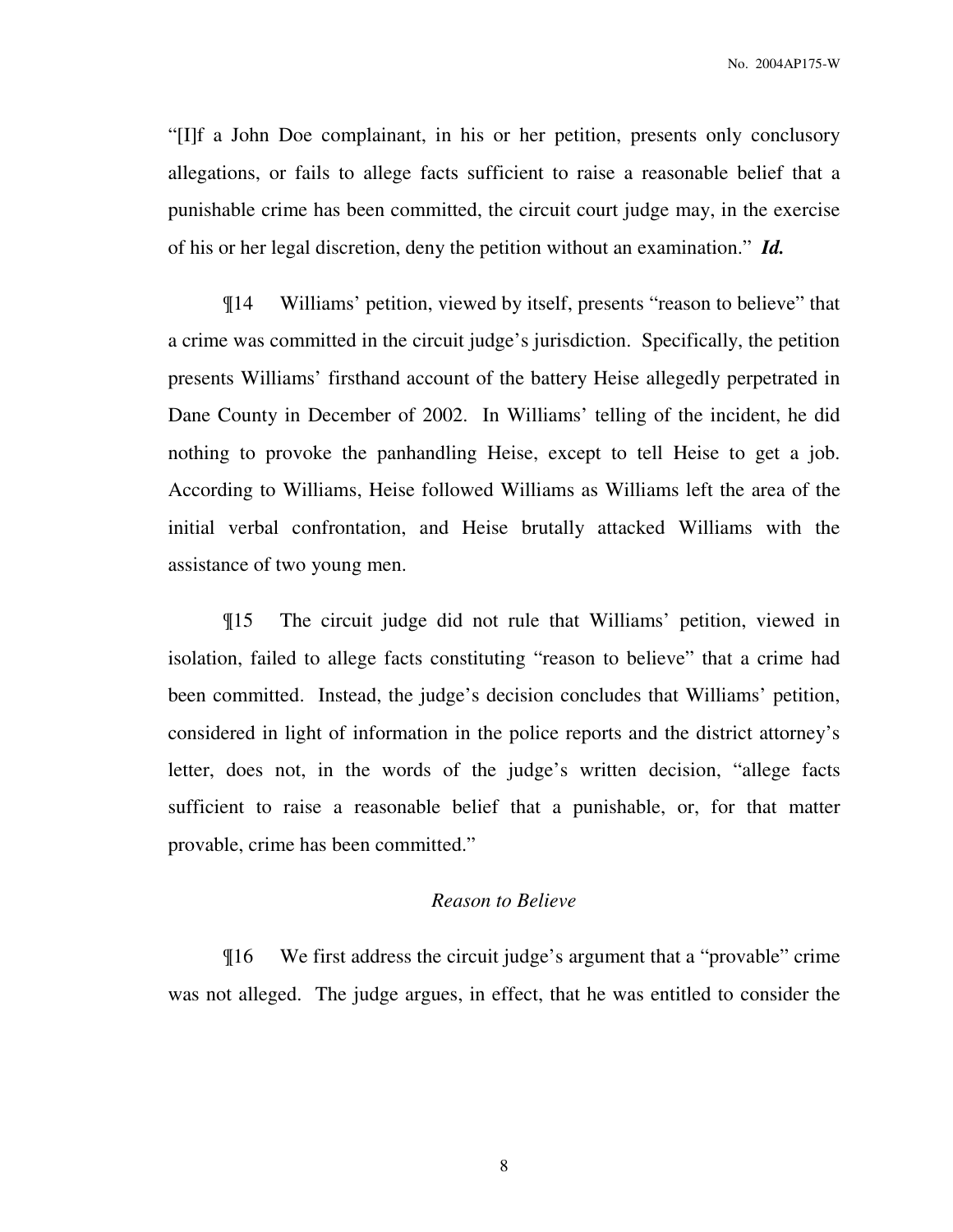"[I]f a John Doe complainant, in his or her petition, presents only conclusory allegations, or fails to allege facts sufficient to raise a reasonable belief that a punishable crime has been committed, the circuit court judge may, in the exercise of his or her legal discretion, deny the petition without an examination." ***Id.***

¶14 Williams' petition, viewed by itself, presents "reason to believe" that a crime was committed in the circuit judge's jurisdiction. Specifically, the petition presents Williams' firsthand account of the battery Heise allegedly perpetrated in Dane County in December of 2002. In Williams' telling of the incident, he did nothing to provoke the panhandling Heise, except to tell Heise to get a job. According to Williams, Heise followed Williams as Williams left the area of the initial verbal confrontation, and Heise brutally attacked Williams with the assistance of two young men.

¶15 The circuit judge did not rule that Williams' petition, viewed in isolation, failed to allege facts constituting "reason to believe" that a crime had been committed. Instead, the judge's decision concludes that Williams' petition, considered in light of information in the police reports and the district attorney's letter, does not, in the words of the judge's written decision, "allege facts sufficient to raise a reasonable belief that a punishable, or, for that matter provable, crime has been committed."

*Reason to Believe*

¶16 We first address the circuit judge's argument that a "provable" crime was not alleged. The judge argues, in effect, that he was entitled to consider the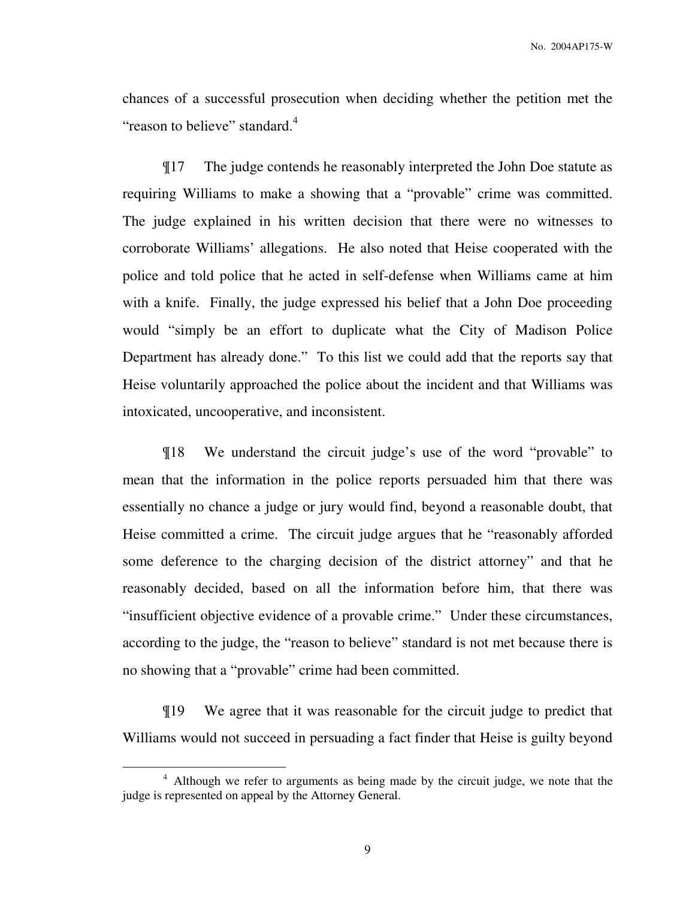chances of a successful prosecution when deciding whether the petition met the "reason to believe" standard.[4]

¶17 The judge contends he reasonably interpreted the John Doe statute as requiring Williams to make a showing that a "provable" crime was committed. The judge explained in his written decision that there were no witnesses to corroborate Williams' allegations. He also noted that Heise cooperated with the police and told police that he acted in self-defense when Williams came at him with a knife. Finally, the judge expressed his belief that a John Doe proceeding would "simply be an effort to duplicate what the City of Madison Police Department has already done." To this list we could add that the reports say that Heise voluntarily approached the police about the incident and that Williams was intoxicated, uncooperative, and inconsistent.

¶18 We understand the circuit judge's use of the word "provable" to mean that the information in the police reports persuaded him that there was essentially no chance a judge or jury would find, beyond a reasonable doubt, that Heise committed a crime. The circuit judge argues that he "reasonably afforded some deference to the charging decision of the district attorney" and that he reasonably decided, based on all the information before him, that there was "insufficient objective evidence of a provable crime." Under these circumstances, according to the judge, the "reason to believe" standard is not met because there is no showing that a "provable" crime had been committed.

¶19 We agree that it was reasonable for the circuit judge to predict that Williams would not succeed in persuading a fact finder that Heise is guilty beyond

---

[4] Although we refer to arguments as being made by the circuit judge, we note that the judge is represented on appeal by the Attorney General.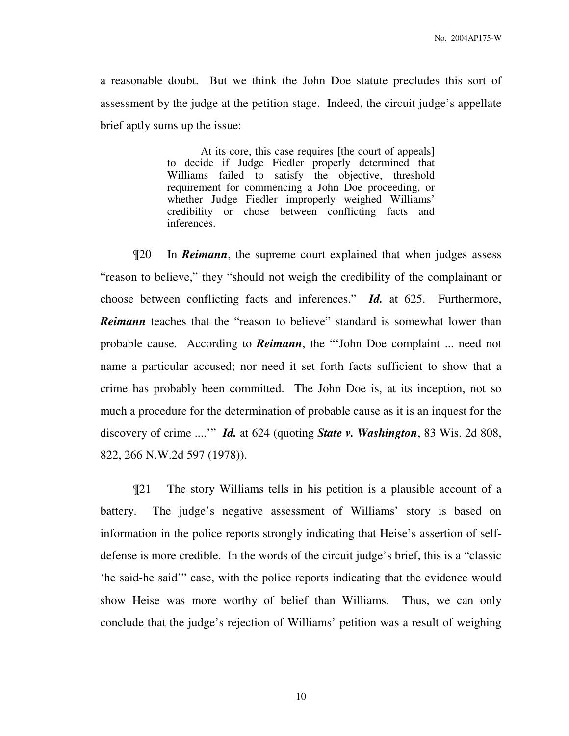a reasonable doubt. But we think the John Doe statute precludes this sort of assessment by the judge at the petition stage. Indeed, the circuit judge's appellate brief aptly sums up the issue:

> At its core, this case requires [the court of appeals] to decide if Judge Fiedler properly determined that Williams failed to satisfy the objective, threshold requirement for commencing a John Doe proceeding, or whether Judge Fiedler improperly weighed Williams' credibility or chose between conflicting facts and inferences.

¶20 In ***Reimann***, the supreme court explained that when judges assess "reason to believe," they "should not weigh the credibility of the complainant or choose between conflicting facts and inferences." ***Id.*** at 625. Furthermore, ***Reimann*** teaches that the "reason to believe" standard is somewhat lower than probable cause. According to ***Reimann***, the "'John Doe complaint ... need not name a particular accused; nor need it set forth facts sufficient to show that a crime has probably been committed. The John Doe is, at its inception, not so much a procedure for the determination of probable cause as it is an inquest for the discovery of crime ....'" ***Id.*** at 624 (quoting ***State v. Washington***, 83 Wis. 2d 808, 822, 266 N.W.2d 597 (1978)).

¶21 The story Williams tells in his petition is a plausible account of a battery. The judge's negative assessment of Williams' story is based on information in the police reports strongly indicating that Heise's assertion of self-defense is more credible. In the words of the circuit judge's brief, this is a "classic 'he said-he said'" case, with the police reports indicating that the evidence would show Heise was more worthy of belief than Williams. Thus, we can only conclude that the judge's rejection of Williams' petition was a result of weighing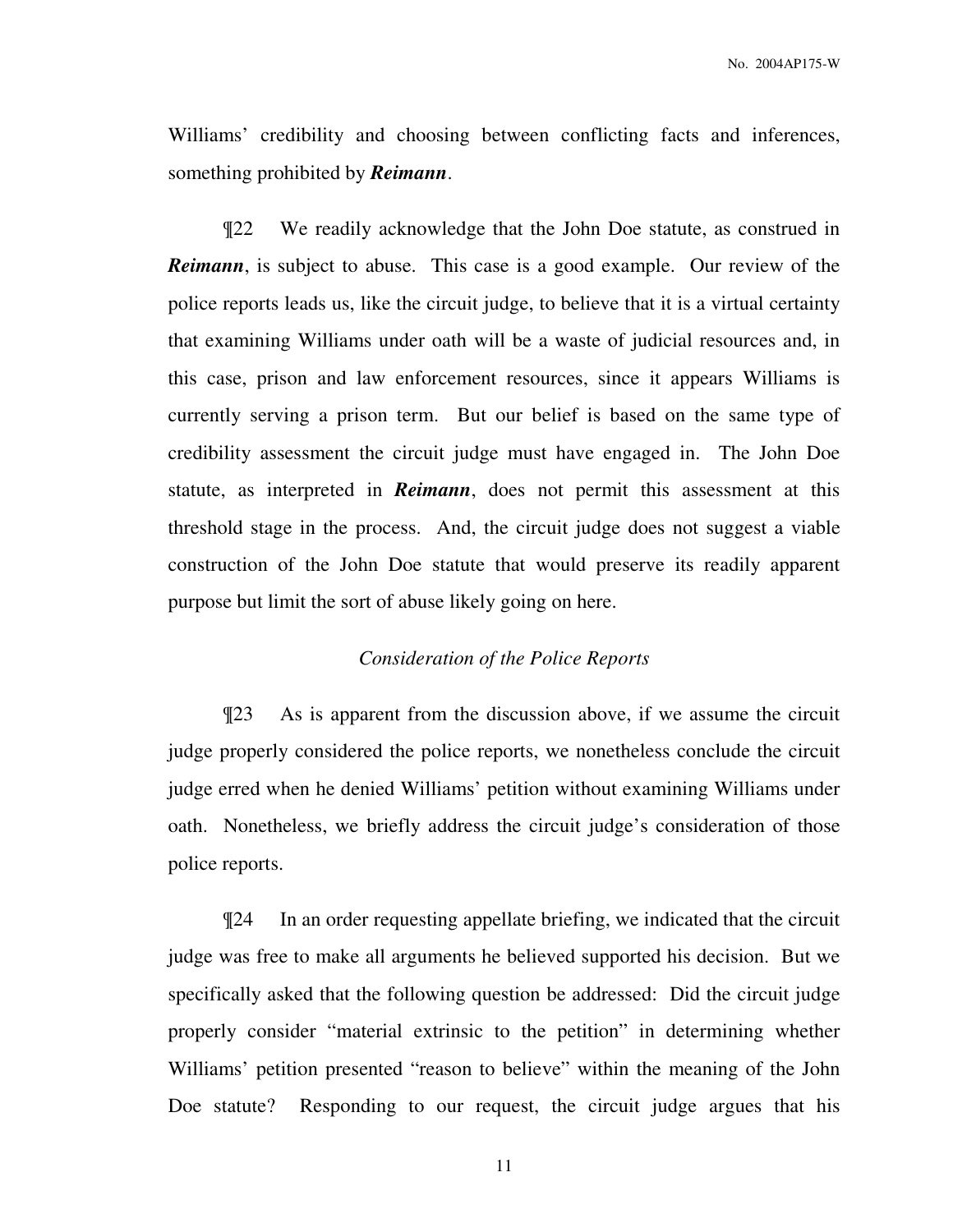Williams' credibility and choosing between conflicting facts and inferences, something prohibited by ***Reimann***.

¶22 We readily acknowledge that the John Doe statute, as construed in ***Reimann***, is subject to abuse. This case is a good example. Our review of the police reports leads us, like the circuit judge, to believe that it is a virtual certainty that examining Williams under oath will be a waste of judicial resources and, in this case, prison and law enforcement resources, since it appears Williams is currently serving a prison term. But our belief is based on the same type of credibility assessment the circuit judge must have engaged in. The John Doe statute, as interpreted in ***Reimann***, does not permit this assessment at this threshold stage in the process. And, the circuit judge does not suggest a viable construction of the John Doe statute that would preserve its readily apparent purpose but limit the sort of abuse likely going on here.

*Consideration of the Police Reports*

¶23 As is apparent from the discussion above, if we assume the circuit judge properly considered the police reports, we nonetheless conclude the circuit judge erred when he denied Williams' petition without examining Williams under oath. Nonetheless, we briefly address the circuit judge's consideration of those police reports.

¶24 In an order requesting appellate briefing, we indicated that the circuit judge was free to make all arguments he believed supported his decision. But we specifically asked that the following question be addressed: Did the circuit judge properly consider "material extrinsic to the petition" in determining whether Williams' petition presented "reason to believe" within the meaning of the John Doe statute? Responding to our request, the circuit judge argues that his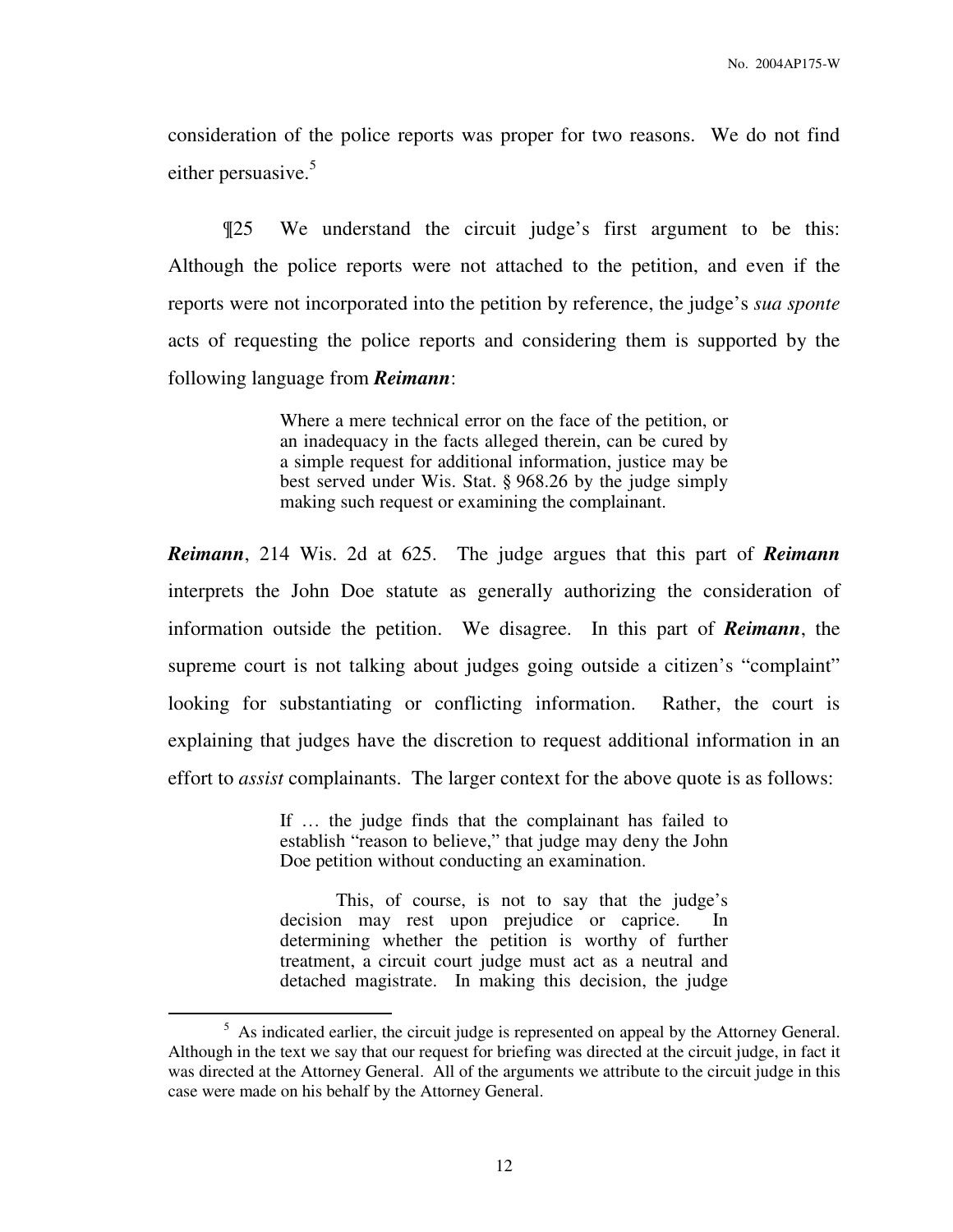consideration of the police reports was proper for two reasons. We do not find either persuasive.[5]

¶25 We understand the circuit judge's first argument to be this: Although the police reports were not attached to the petition, and even if the reports were not incorporated into the petition by reference, the judge's *sua sponte* acts of requesting the police reports and considering them is supported by the following language from ***Reimann***:

> Where a mere technical error on the face of the petition, or an inadequacy in the facts alleged therein, can be cured by a simple request for additional information, justice may be best served under Wis. Stat. § 968.26 by the judge simply making such request or examining the complainant.

***Reimann***, 214 Wis. 2d at 625. The judge argues that this part of ***Reimann*** interprets the John Doe statute as generally authorizing the consideration of information outside the petition. We disagree. In this part of ***Reimann***, the supreme court is not talking about judges going outside a citizen's "complaint" looking for substantiating or conflicting information. Rather, the court is explaining that judges have the discretion to request additional information in an effort to *assist* complainants. The larger context for the above quote is as follows:

> If … the judge finds that the complainant has failed to establish "reason to believe," that judge may deny the John Doe petition without conducting an examination.
>
> This, of course, is not to say that the judge's decision may rest upon prejudice or caprice. In determining whether the petition is worthy of further treatment, a circuit court judge must act as a neutral and detached magistrate. In making this decision, the judge

[5] As indicated earlier, the circuit judge is represented on appeal by the Attorney General. Although in the text we say that our request for briefing was directed at the circuit judge, in fact it was directed at the Attorney General. All of the arguments we attribute to the circuit judge in this case were made on his behalf by the Attorney General.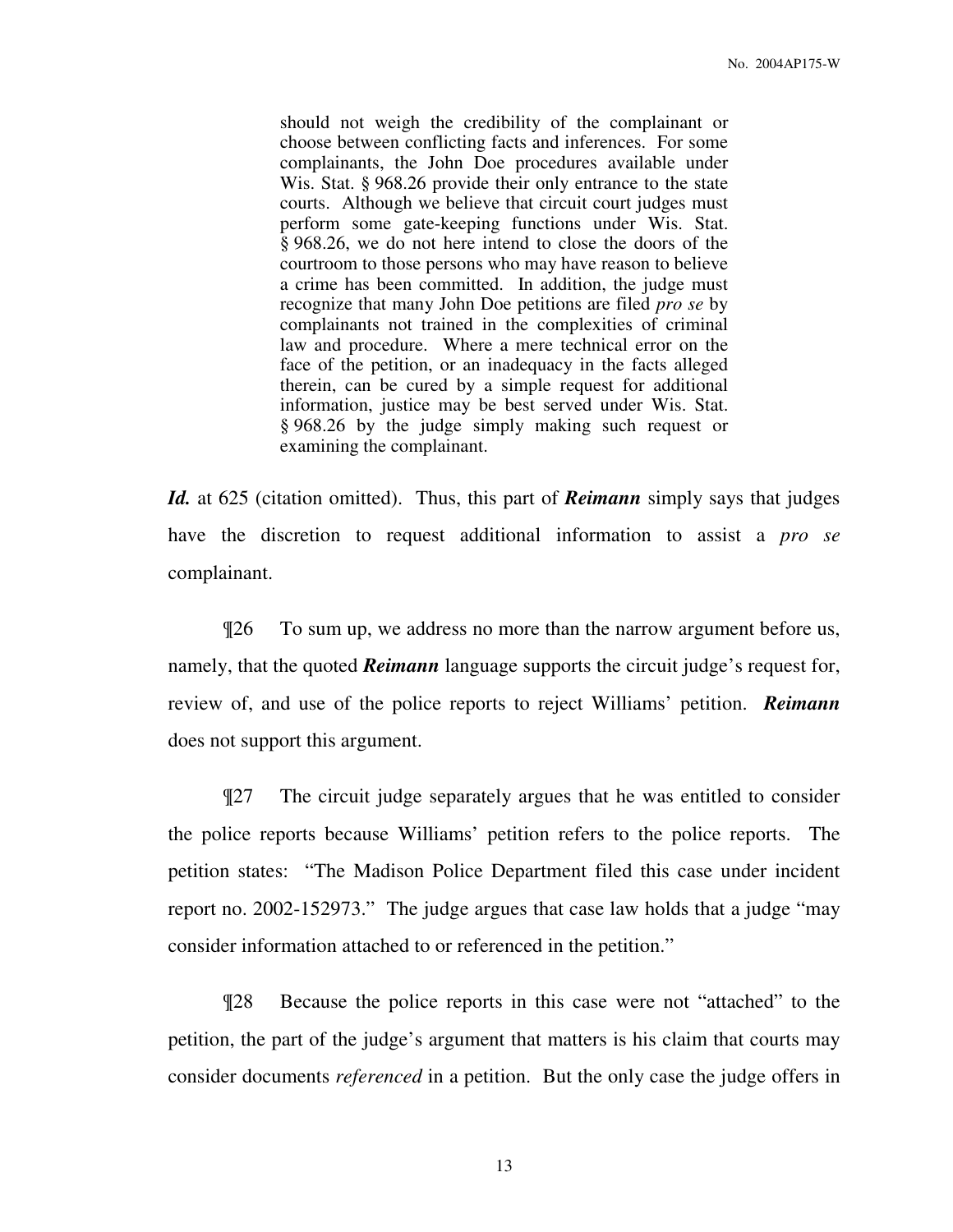> should not weigh the credibility of the complainant or choose between conflicting facts and inferences. For some complainants, the John Doe procedures available under Wis. Stat. § 968.26 provide their only entrance to the state courts. Although we believe that circuit court judges must perform some gate-keeping functions under Wis. Stat. § 968.26, we do not here intend to close the doors of the courtroom to those persons who may have reason to believe a crime has been committed. In addition, the judge must recognize that many John Doe petitions are filed *pro se* by complainants not trained in the complexities of criminal law and procedure. Where a mere technical error on the face of the petition, or an inadequacy in the facts alleged therein, can be cured by a simple request for additional information, justice may be best served under Wis. Stat. § 968.26 by the judge simply making such request or examining the complainant.

***Id.*** at 625 (citation omitted). Thus, this part of ***Reimann*** simply says that judges have the discretion to request additional information to assist a *pro se* complainant.

¶26 To sum up, we address no more than the narrow argument before us, namely, that the quoted ***Reimann*** language supports the circuit judge's request for, review of, and use of the police reports to reject Williams' petition. ***Reimann*** does not support this argument.

¶27 The circuit judge separately argues that he was entitled to consider the police reports because Williams' petition refers to the police reports. The petition states: "The Madison Police Department filed this case under incident report no. 2002-152973." The judge argues that case law holds that a judge "may consider information attached to or referenced in the petition."

¶28 Because the police reports in this case were not "attached" to the petition, the part of the judge's argument that matters is his claim that courts may consider documents *referenced* in a petition. But the only case the judge offers in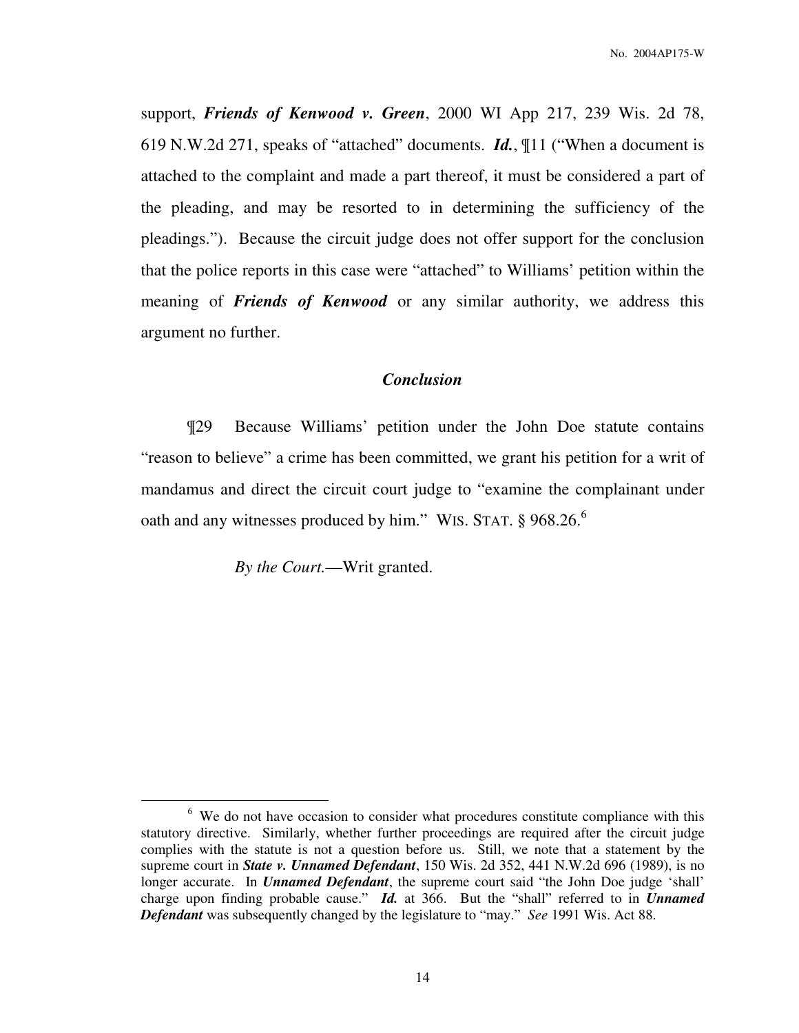support, ***Friends of Kenwood v. Green***, 2000 WI App 217, 239 Wis. 2d 78, 619 N.W.2d 271, speaks of "attached" documents. ***Id.***, ¶11 ("When a document is attached to the complaint and made a part thereof, it must be considered a part of the pleading, and may be resorted to in determining the sufficiency of the pleadings."). Because the circuit judge does not offer support for the conclusion that the police reports in this case were "attached" to Williams' petition within the meaning of ***Friends of Kenwood*** or any similar authority, we address this argument no further.

### *Conclusion*

¶29 Because Williams' petition under the John Doe statute contains "reason to believe" a crime has been committed, we grant his petition for a writ of mandamus and direct the circuit court judge to "examine the complainant under oath and any witnesses produced by him." WIS. STAT. § 968.26.[6]

*By the Court.*—Writ granted.

---

[6] We do not have occasion to consider what procedures constitute compliance with this statutory directive. Similarly, whether further proceedings are required after the circuit judge complies with the statute is not a question before us. Still, we note that a statement by the supreme court in ***State v. Unnamed Defendant***, 150 Wis. 2d 352, 441 N.W.2d 696 (1989), is no longer accurate. In ***Unnamed Defendant***, the supreme court said "the John Doe judge 'shall' charge upon finding probable cause." ***Id.*** at 366. But the "shall" referred to in ***Unnamed Defendant*** was subsequently changed by the legislature to "may." *See* 1991 Wis. Act 88.